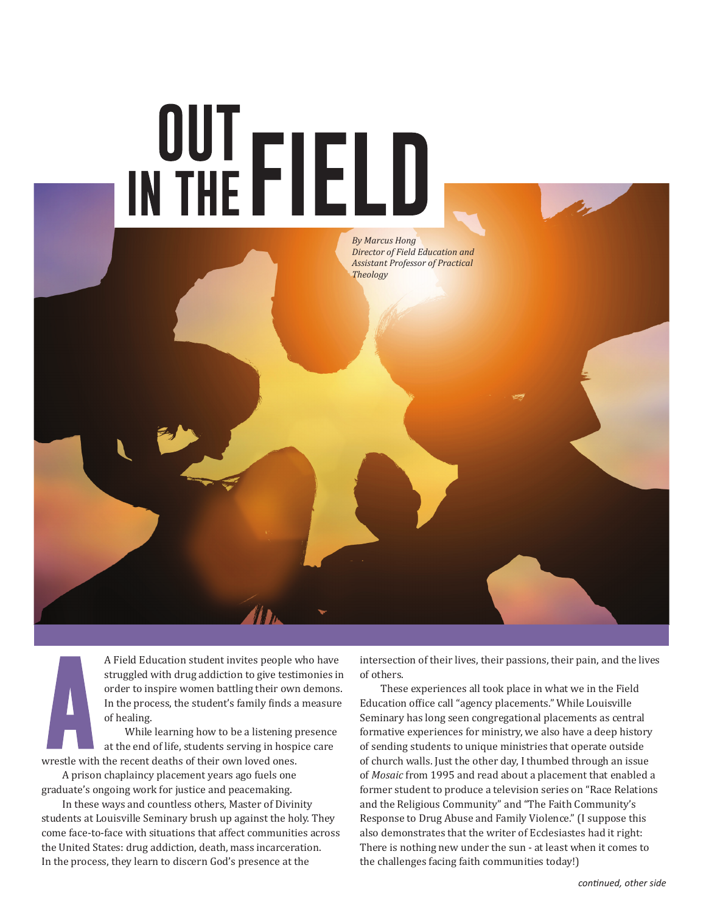# OUT IN THE FIELD

*By Marcus Hong*
*Director of Field Education and Assistant Professor of Practical Theology*

A Field Education student invites people who have struggled with drug addiction to give testimonies in order to inspire women battling their own demons. In the process, the student's family finds a measure of healing.

While learning how to be a listening presence at the end of life, students serving in hospice care wrestle with the recent deaths of their own loved ones.

A prison chaplaincy placement years ago fuels one graduate's ongoing work for justice and peacemaking.

In these ways and countless others, Master of Divinity students at Louisville Seminary brush up against the holy. They come face-to-face with situations that affect communities across the United States: drug addiction, death, mass incarceration. In the process, they learn to discern God's presence at the intersection of their lives, their passions, their pain, and the lives of others.

These experiences all took place in what we in the Field Education office call "agency placements." While Louisville Seminary has long seen congregational placements as central formative experiences for ministry, we also have a deep history of sending students to unique ministries that operate outside of church walls. Just the other day, I thumbed through an issue of *Mosaic* from 1995 and read about a placement that enabled a former student to produce a television series on "Race Relations and the Religious Community" and "The Faith Community's Response to Drug Abuse and Family Violence." (I suppose this also demonstrates that the writer of Ecclesiastes had it right: There is nothing new under the sun - at least when it comes to the challenges facing faith communities today!)

*continued, other side*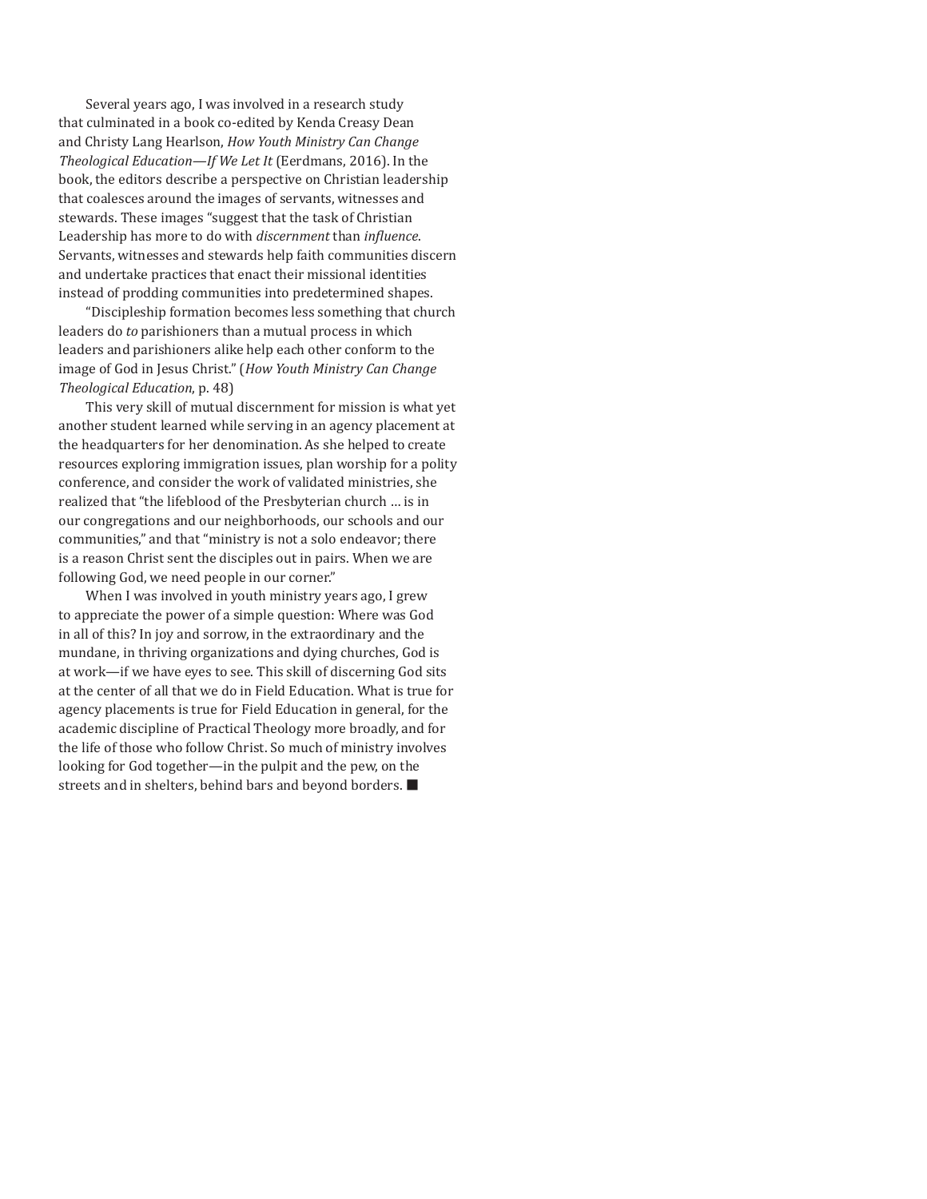Several years ago, I was involved in a research study that culminated in a book co-edited by Kenda Creasy Dean and Christy Lang Hearlson, *How Youth Ministry Can Change Theological Education—If We Let It* (Eerdmans, 2016). In the book, the editors describe a perspective on Christian leadership that coalesces around the images of servants, witnesses and stewards. These images "suggest that the task of Christian Leadership has more to do with *discernment* than *influence*. Servants, witnesses and stewards help faith communities discern and undertake practices that enact their missional identities instead of prodding communities into predetermined shapes.

"Discipleship formation becomes less something that church leaders do *to* parishioners than a mutual process in which leaders and parishioners alike help each other conform to the image of God in Jesus Christ." (*How Youth Ministry Can Change Theological Education*, p. 48)

This very skill of mutual discernment for mission is what yet another student learned while serving in an agency placement at the headquarters for her denomination. As she helped to create resources exploring immigration issues, plan worship for a polity conference, and consider the work of validated ministries, she realized that "the lifeblood of the Presbyterian church … is in our congregations and our neighborhoods, our schools and our communities," and that "ministry is not a solo endeavor; there is a reason Christ sent the disciples out in pairs. When we are following God, we need people in our corner."

When I was involved in youth ministry years ago, I grew to appreciate the power of a simple question: Where was God in all of this? In joy and sorrow, in the extraordinary and the mundane, in thriving organizations and dying churches, God is at work—if we have eyes to see. This skill of discerning God sits at the center of all that we do in Field Education. What is true for agency placements is true for Field Education in general, for the academic discipline of Practical Theology more broadly, and for the life of those who follow Christ. So much of ministry involves looking for God together—in the pulpit and the pew, on the streets and in shelters, behind bars and beyond borders. ■